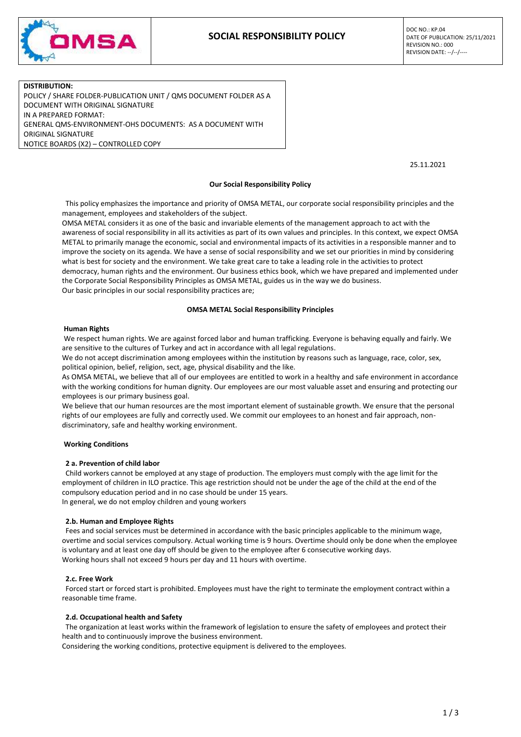| | | |
|---|---|---|
| OMSA | **SOCIAL RESPONSIBILITY POLICY** | DOC NO.: KP.04<br>DATE OF PUBLICATION: 25/11/2021<br>REVISION NO.: 000<br>REVISION DATE: --/--/---- |

**DISTRIBUTION:**
POLICY / SHARE FOLDER-PUBLICATION UNIT / QMS DOCUMENT FOLDER AS A DOCUMENT WITH ORIGINAL SIGNATURE
IN A PREPARED FORMAT:
GENERAL QMS-ENVIRONMENT-OHS DOCUMENTS: AS A DOCUMENT WITH ORIGINAL SIGNATURE
NOTICE BOARDS (X2) – CONTROLLED COPY

25.11.2021

**Our Social Responsibility Policy**

This policy emphasizes the importance and priority of OMSA METAL, our corporate social responsibility principles and the management, employees and stakeholders of the subject.
OMSA METAL considers it as one of the basic and invariable elements of the management approach to act with the awareness of social responsibility in all its activities as part of its own values and principles. In this context, we expect OMSA METAL to primarily manage the economic, social and environmental impacts of its activities in a responsible manner and to improve the society on its agenda. We have a sense of social responsibility and we set our priorities in mind by considering what is best for society and the environment. We take great care to take a leading role in the activities to protect democracy, human rights and the environment. Our business ethics book, which we have prepared and implemented under the Corporate Social Responsibility Principles as OMSA METAL, guides us in the way we do business.
Our basic principles in our social responsibility practices are;

**OMSA METAL Social Responsibility Principles**

**Human Rights**

We respect human rights. We are against forced labor and human trafficking. Everyone is behaving equally and fairly. We are sensitive to the cultures of Turkey and act in accordance with all legal regulations.
We do not accept discrimination among employees within the institution by reasons such as language, race, color, sex, political opinion, belief, religion, sect, age, physical disability and the like.
As OMSA METAL, we believe that all of our employees are entitled to work in a healthy and safe environment in accordance with the working conditions for human dignity. Our employees are our most valuable asset and ensuring and protecting our employees is our primary business goal.
We believe that our human resources are the most important element of sustainable growth. We ensure that the personal rights of our employees are fully and correctly used. We commit our employees to an honest and fair approach, non-discriminatory, safe and healthy working environment.

**Working Conditions**

**2 a. Prevention of child labor**

Child workers cannot be employed at any stage of production. The employers must comply with the age limit for the employment of children in ILO practice. This age restriction should not be under the age of the child at the end of the compulsory education period and in no case should be under 15 years.
In general, we do not employ children and young workers

**2.b. Human and Employee Rights**

Fees and social services must be determined in accordance with the basic principles applicable to the minimum wage, overtime and social services compulsory. Actual working time is 9 hours. Overtime should only be done when the employee is voluntary and at least one day off should be given to the employee after 6 consecutive working days.
Working hours shall not exceed 9 hours per day and 11 hours with overtime.

**2.c. Free Work**

Forced start or forced start is prohibited. Employees must have the right to terminate the employment contract within a reasonable time frame.

**2.d. Occupational health and Safety**

The organization at least works within the framework of legislation to ensure the safety of employees and protect their health and to continuously improve the business environment.
Considering the working conditions, protective equipment is delivered to the employees.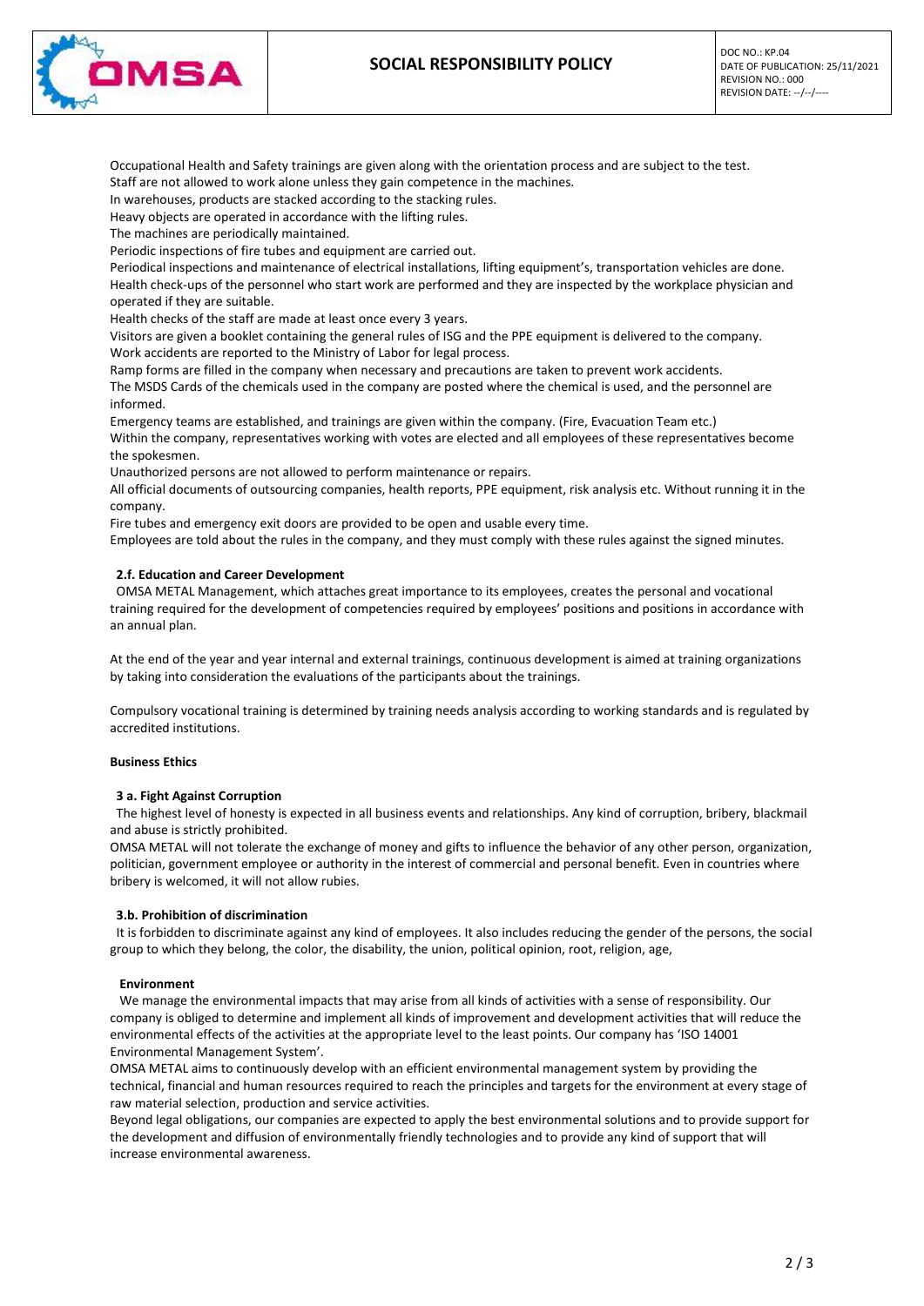Occupational Health and Safety trainings are given along with the orientation process and are subject to the test.
Staff are not allowed to work alone unless they gain competence in the machines.
In warehouses, products are stacked according to the stacking rules.
Heavy objects are operated in accordance with the lifting rules.
The machines are periodically maintained.
Periodic inspections of fire tubes and equipment are carried out.
Periodical inspections and maintenance of electrical installations, lifting equipment's, transportation vehicles are done.
Health check-ups of the personnel who start work are performed and they are inspected by the workplace physician and operated if they are suitable.
Health checks of the staff are made at least once every 3 years.
Visitors are given a booklet containing the general rules of ISG and the PPE equipment is delivered to the company.
Work accidents are reported to the Ministry of Labor for legal process.
Ramp forms are filled in the company when necessary and precautions are taken to prevent work accidents.
The MSDS Cards of the chemicals used in the company are posted where the chemical is used, and the personnel are informed.
Emergency teams are established, and trainings are given within the company. (Fire, Evacuation Team etc.)
Within the company, representatives working with votes are elected and all employees of these representatives become the spokesmen.
Unauthorized persons are not allowed to perform maintenance or repairs.
All official documents of outsourcing companies, health reports, PPE equipment, risk analysis etc. Without running it in the company.
Fire tubes and emergency exit doors are provided to be open and usable every time.
Employees are told about the rules in the company, and they must comply with these rules against the signed minutes.

### 2.f. Education and Career Development

OMSA METAL Management, which attaches great importance to its employees, creates the personal and vocational training required for the development of competencies required by employees' positions and positions in accordance with an annual plan.

At the end of the year and year internal and external trainings, continuous development is aimed at training organizations by taking into consideration the evaluations of the participants about the trainings.

Compulsory vocational training is determined by training needs analysis according to working standards and is regulated by accredited institutions.

## Business Ethics

### 3 a. Fight Against Corruption

The highest level of honesty is expected in all business events and relationships. Any kind of corruption, bribery, blackmail and abuse is strictly prohibited.
OMSA METAL will not tolerate the exchange of money and gifts to influence the behavior of any other person, organization, politician, government employee or authority in the interest of commercial and personal benefit. Even in countries where bribery is welcomed, it will not allow rubies.

### 3.b. Prohibition of discrimination

It is forbidden to discriminate against any kind of employees. It also includes reducing the gender of the persons, the social group to which they belong, the color, the disability, the union, political opinion, root, religion, age,

## Environment

We manage the environmental impacts that may arise from all kinds of activities with a sense of responsibility. Our company is obliged to determine and implement all kinds of improvement and development activities that will reduce the environmental effects of the activities at the appropriate level to the least points. Our company has 'ISO 14001 Environmental Management System'.
OMSA METAL aims to continuously develop with an efficient environmental management system by providing the technical, financial and human resources required to reach the principles and targets for the environment at every stage of raw material selection, production and service activities.
Beyond legal obligations, our companies are expected to apply the best environmental solutions and to provide support for the development and diffusion of environmentally friendly technologies and to provide any kind of support that will increase environmental awareness.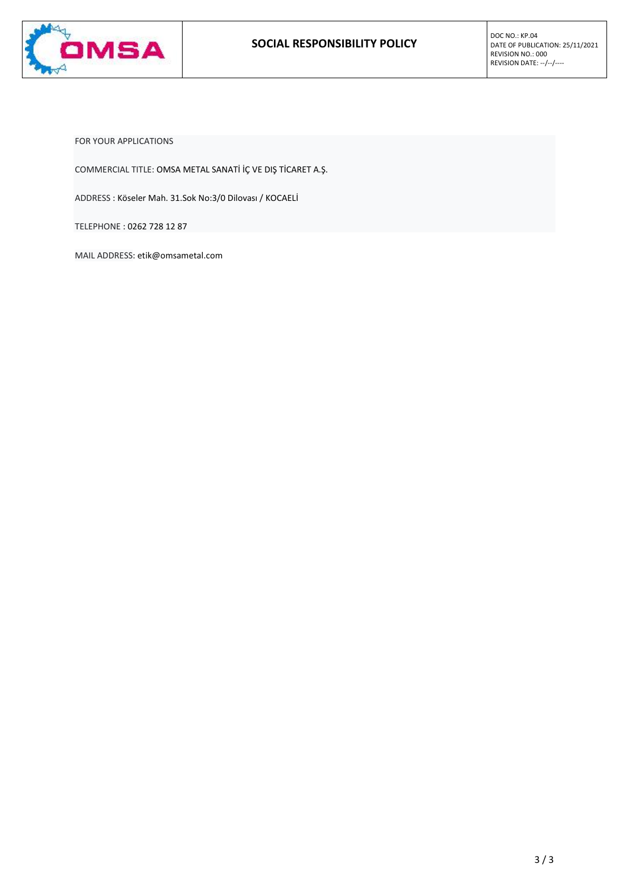FOR YOUR APPLICATIONS

COMMERCIAL TITLE: OMSA METAL SANATİ İÇ VE DIŞ TİCARET A.Ş.

ADDRESS : Köseler Mah. 31.Sok No:3/0 Dilovası / KOCAELİ

TELEPHONE : 0262 728 12 87

MAIL ADDRESS: etik@omsametal.com